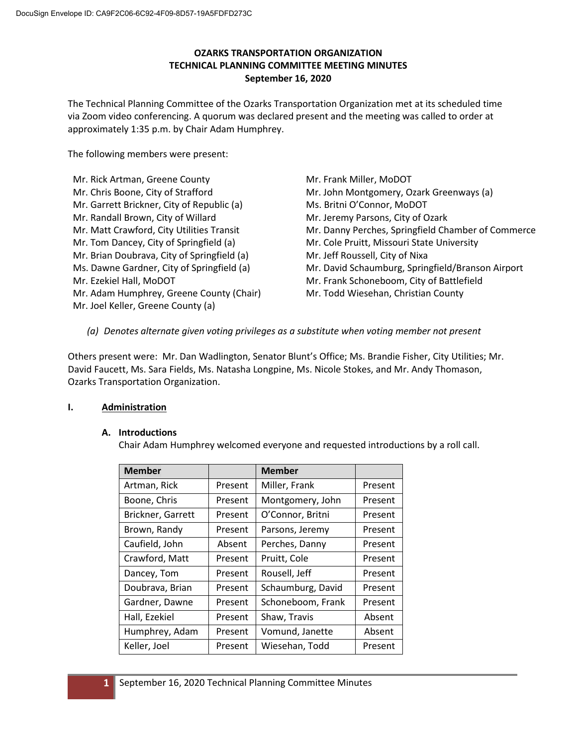DocuSign Envelope ID: CA9F2C06-6C92-4F09-8D57-19A5FDFD273C

# OZARKS TRANSPORTATION ORGANIZATION
# TECHNICAL PLANNING COMMITTEE MEETING MINUTES
## September 16, 2020

The Technical Planning Committee of the Ozarks Transportation Organization met at its scheduled time via Zoom video conferencing. A quorum was declared present and the meeting was called to order at approximately 1:35 p.m. by Chair Adam Humphrey.

The following members were present:

Mr. Rick Artman, Greene County
Mr. Chris Boone, City of Strafford
Mr. Garrett Brickner, City of Republic (a)
Mr. Randall Brown, City of Willard
Mr. Matt Crawford, City Utilities Transit
Mr. Tom Dancey, City of Springfield (a)
Mr. Brian Doubrava, City of Springfield (a)
Ms. Dawne Gardner, City of Springfield (a)
Mr. Ezekiel Hall, MoDOT
Mr. Adam Humphrey, Greene County (Chair)
Mr. Joel Keller, Greene County (a)
Mr. Frank Miller, MoDOT
Mr. John Montgomery, Ozark Greenways (a)
Ms. Britni O'Connor, MoDOT
Mr. Jeremy Parsons, City of Ozark
Mr. Danny Perches, Springfield Chamber of Commerce
Mr. Cole Pruitt, Missouri State University
Mr. Jeff Roussell, City of Nixa
Mr. David Schaumburg, Springfield/Branson Airport
Mr. Frank Schoneboom, City of Battlefield
Mr. Todd Wiesehan, Christian County

*(a) Denotes alternate given voting privileges as a substitute when voting member not present*

Others present were: Mr. Dan Wadlington, Senator Blunt's Office; Ms. Brandie Fisher, City Utilities; Mr. David Faucett, Ms. Sara Fields, Ms. Natasha Longpine, Ms. Nicole Stokes, and Mr. Andy Thomason, Ozarks Transportation Organization.

## I. Administration

### A. Introductions

Chair Adam Humphrey welcomed everyone and requested introductions by a roll call.

| Member | | Member | |
|---|---|---|---|
| Artman, Rick | Present | Miller, Frank | Present |
| Boone, Chris | Present | Montgomery, John | Present |
| Brickner, Garrett | Present | O'Connor, Britni | Present |
| Brown, Randy | Present | Parsons, Jeremy | Present |
| Caufield, John | Absent | Perches, Danny | Present |
| Crawford, Matt | Present | Pruitt, Cole | Present |
| Dancey, Tom | Present | Rousell, Jeff | Present |
| Doubrava, Brian | Present | Schaumburg, David | Present |
| Gardner, Dawne | Present | Schoneboom, Frank | Present |
| Hall, Ezekiel | Present | Shaw, Travis | Absent |
| Humphrey, Adam | Present | Vomund, Janette | Absent |
| Keller, Joel | Present | Wiesehan, Todd | Present |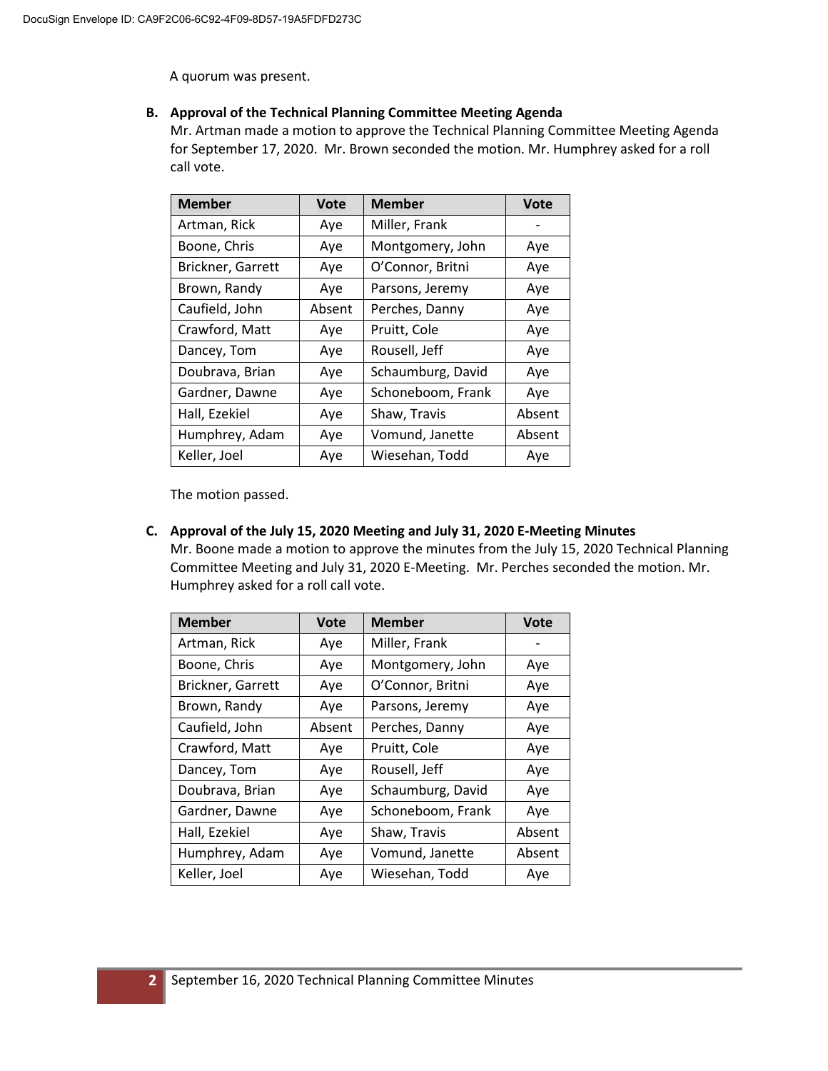A quorum was present.

**B. Approval of the Technical Planning Committee Meeting Agenda**

Mr. Artman made a motion to approve the Technical Planning Committee Meeting Agenda for September 17, 2020. Mr. Brown seconded the motion. Mr. Humphrey asked for a roll call vote.

| Member | Vote | Member | Vote |
|---|---|---|---|
| Artman, Rick | Aye | Miller, Frank | - |
| Boone, Chris | Aye | Montgomery, John | Aye |
| Brickner, Garrett | Aye | O'Connor, Britni | Aye |
| Brown, Randy | Aye | Parsons, Jeremy | Aye |
| Caufield, John | Absent | Perches, Danny | Aye |
| Crawford, Matt | Aye | Pruitt, Cole | Aye |
| Dancey, Tom | Aye | Rousell, Jeff | Aye |
| Doubrava, Brian | Aye | Schaumburg, David | Aye |
| Gardner, Dawne | Aye | Schoneboom, Frank | Aye |
| Hall, Ezekiel | Aye | Shaw, Travis | Absent |
| Humphrey, Adam | Aye | Vomund, Janette | Absent |
| Keller, Joel | Aye | Wiesehan, Todd | Aye |

The motion passed.

**C. Approval of the July 15, 2020 Meeting and July 31, 2020 E-Meeting Minutes**

Mr. Boone made a motion to approve the minutes from the July 15, 2020 Technical Planning Committee Meeting and July 31, 2020 E-Meeting. Mr. Perches seconded the motion. Mr. Humphrey asked for a roll call vote.

| Member | Vote | Member | Vote |
|---|---|---|---|
| Artman, Rick | Aye | Miller, Frank | - |
| Boone, Chris | Aye | Montgomery, John | Aye |
| Brickner, Garrett | Aye | O'Connor, Britni | Aye |
| Brown, Randy | Aye | Parsons, Jeremy | Aye |
| Caufield, John | Absent | Perches, Danny | Aye |
| Crawford, Matt | Aye | Pruitt, Cole | Aye |
| Dancey, Tom | Aye | Rousell, Jeff | Aye |
| Doubrava, Brian | Aye | Schaumburg, David | Aye |
| Gardner, Dawne | Aye | Schoneboom, Frank | Aye |
| Hall, Ezekiel | Aye | Shaw, Travis | Absent |
| Humphrey, Adam | Aye | Vomund, Janette | Absent |
| Keller, Joel | Aye | Wiesehan, Todd | Aye |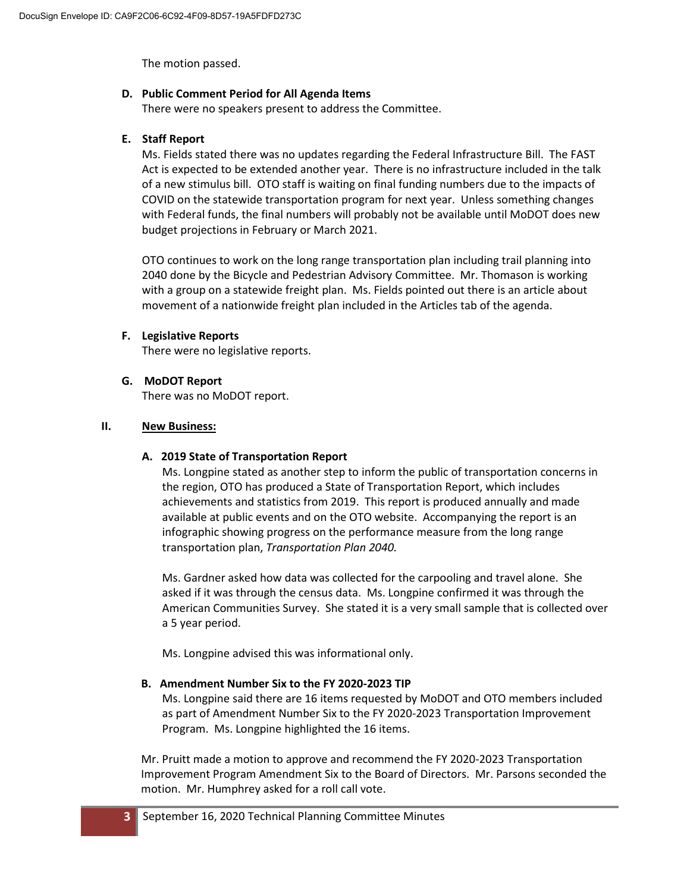The motion passed.

**D. Public Comment Period for All Agenda Items**

There were no speakers present to address the Committee.

**E. Staff Report**

Ms. Fields stated there was no updates regarding the Federal Infrastructure Bill. The FAST Act is expected to be extended another year. There is no infrastructure included in the talk of a new stimulus bill. OTO staff is waiting on final funding numbers due to the impacts of COVID on the statewide transportation program for next year. Unless something changes with Federal funds, the final numbers will probably not be available until MoDOT does new budget projections in February or March 2021.

OTO continues to work on the long range transportation plan including trail planning into 2040 done by the Bicycle and Pedestrian Advisory Committee. Mr. Thomason is working with a group on a statewide freight plan. Ms. Fields pointed out there is an article about movement of a nationwide freight plan included in the Articles tab of the agenda.

**F. Legislative Reports**

There were no legislative reports.

**G. MoDOT Report**

There was no MoDOT report.

## II. New Business:

**A. 2019 State of Transportation Report**

Ms. Longpine stated as another step to inform the public of transportation concerns in the region, OTO has produced a State of Transportation Report, which includes achievements and statistics from 2019. This report is produced annually and made available at public events and on the OTO website. Accompanying the report is an infographic showing progress on the performance measure from the long range transportation plan, *Transportation Plan 2040.*

Ms. Gardner asked how data was collected for the carpooling and travel alone. She asked if it was through the census data. Ms. Longpine confirmed it was through the American Communities Survey. She stated it is a very small sample that is collected over a 5 year period.

Ms. Longpine advised this was informational only.

**B. Amendment Number Six to the FY 2020-2023 TIP**

Ms. Longpine said there are 16 items requested by MoDOT and OTO members included as part of Amendment Number Six to the FY 2020-2023 Transportation Improvement Program. Ms. Longpine highlighted the 16 items.

Mr. Pruitt made a motion to approve and recommend the FY 2020-2023 Transportation Improvement Program Amendment Six to the Board of Directors. Mr. Parsons seconded the motion. Mr. Humphrey asked for a roll call vote.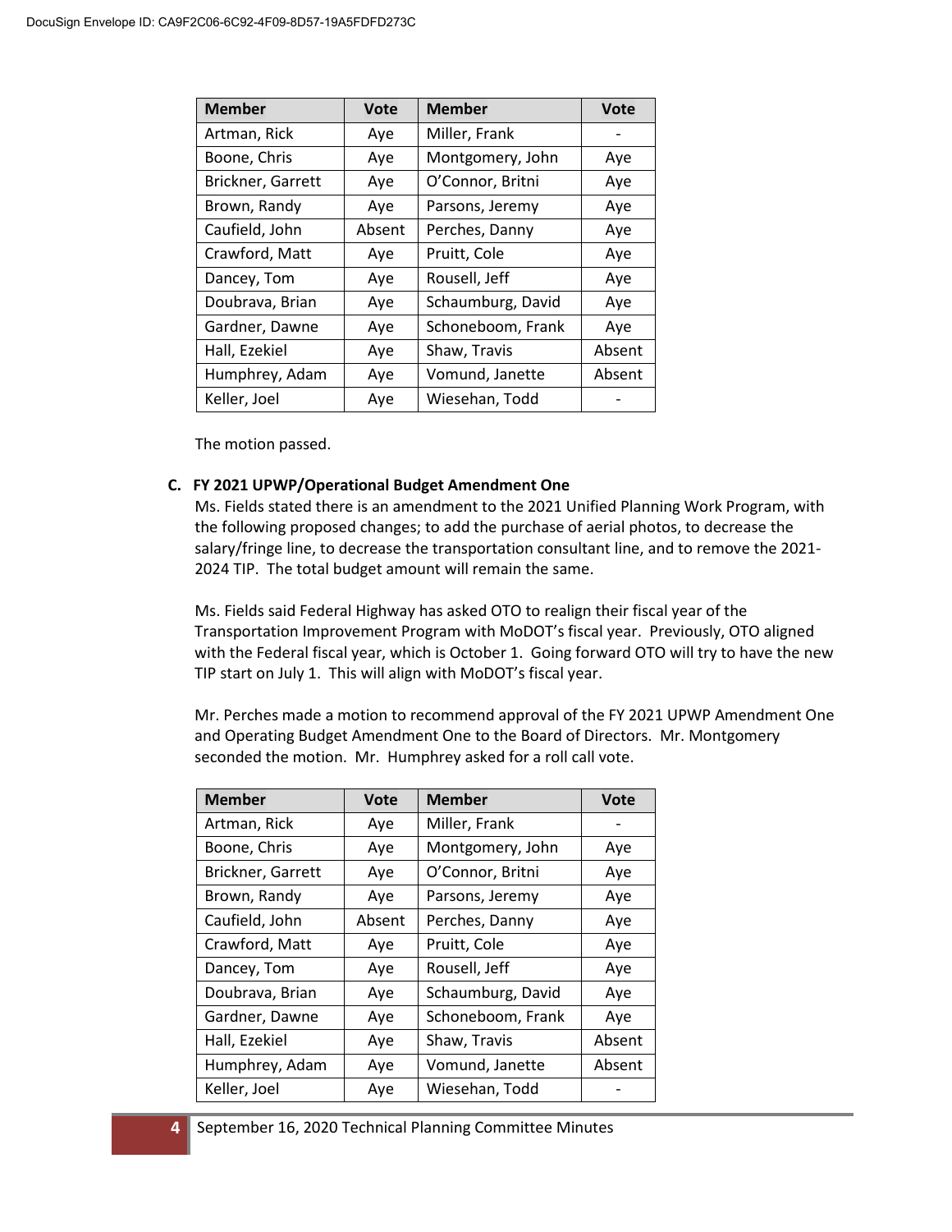| Member | Vote | Member | Vote |
|---|---|---|---|
| Artman, Rick | Aye | Miller, Frank | - |
| Boone, Chris | Aye | Montgomery, John | Aye |
| Brickner, Garrett | Aye | O'Connor, Britni | Aye |
| Brown, Randy | Aye | Parsons, Jeremy | Aye |
| Caufield, John | Absent | Perches, Danny | Aye |
| Crawford, Matt | Aye | Pruitt, Cole | Aye |
| Dancey, Tom | Aye | Rousell, Jeff | Aye |
| Doubrava, Brian | Aye | Schaumburg, David | Aye |
| Gardner, Dawne | Aye | Schoneboom, Frank | Aye |
| Hall, Ezekiel | Aye | Shaw, Travis | Absent |
| Humphrey, Adam | Aye | Vomund, Janette | Absent |
| Keller, Joel | Aye | Wiesehan, Todd | - |

The motion passed.

**C. FY 2021 UPWP/Operational Budget Amendment One**

Ms. Fields stated there is an amendment to the 2021 Unified Planning Work Program, with the following proposed changes; to add the purchase of aerial photos, to decrease the salary/fringe line, to decrease the transportation consultant line, and to remove the 2021-2024 TIP. The total budget amount will remain the same.

Ms. Fields said Federal Highway has asked OTO to realign their fiscal year of the Transportation Improvement Program with MoDOT's fiscal year. Previously, OTO aligned with the Federal fiscal year, which is October 1. Going forward OTO will try to have the new TIP start on July 1. This will align with MoDOT's fiscal year.

Mr. Perches made a motion to recommend approval of the FY 2021 UPWP Amendment One and Operating Budget Amendment One to the Board of Directors. Mr. Montgomery seconded the motion. Mr. Humphrey asked for a roll call vote.

| Member | Vote | Member | Vote |
|---|---|---|---|
| Artman, Rick | Aye | Miller, Frank | - |
| Boone, Chris | Aye | Montgomery, John | Aye |
| Brickner, Garrett | Aye | O'Connor, Britni | Aye |
| Brown, Randy | Aye | Parsons, Jeremy | Aye |
| Caufield, John | Absent | Perches, Danny | Aye |
| Crawford, Matt | Aye | Pruitt, Cole | Aye |
| Dancey, Tom | Aye | Rousell, Jeff | Aye |
| Doubrava, Brian | Aye | Schaumburg, David | Aye |
| Gardner, Dawne | Aye | Schoneboom, Frank | Aye |
| Hall, Ezekiel | Aye | Shaw, Travis | Absent |
| Humphrey, Adam | Aye | Vomund, Janette | Absent |
| Keller, Joel | Aye | Wiesehan, Todd | - |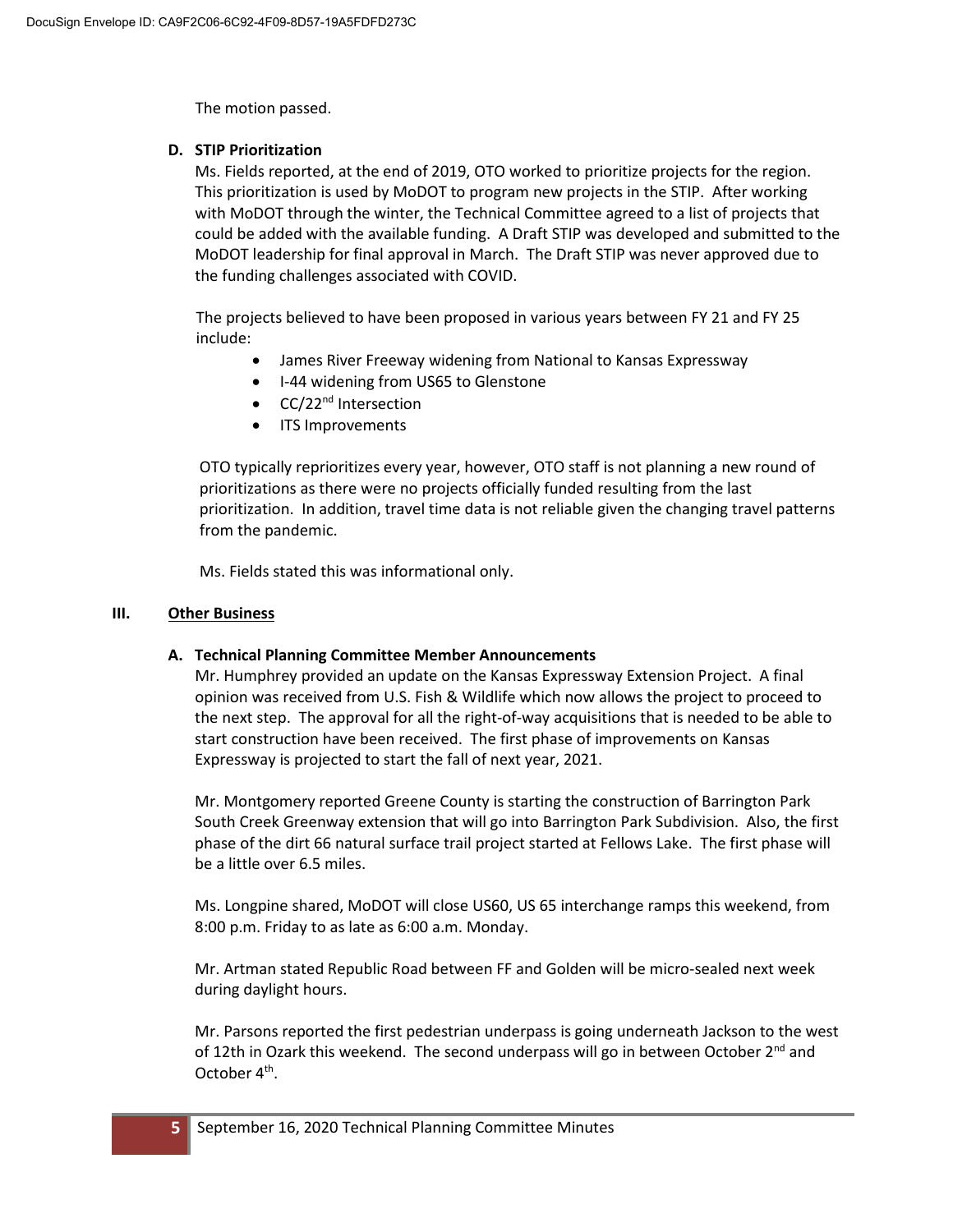The motion passed.

**D. STIP Prioritization**

Ms. Fields reported, at the end of 2019, OTO worked to prioritize projects for the region. This prioritization is used by MoDOT to program new projects in the STIP. After working with MoDOT through the winter, the Technical Committee agreed to a list of projects that could be added with the available funding. A Draft STIP was developed and submitted to the MoDOT leadership for final approval in March. The Draft STIP was never approved due to the funding challenges associated with COVID.

The projects believed to have been proposed in various years between FY 21 and FY 25 include:

- James River Freeway widening from National to Kansas Expressway
- I-44 widening from US65 to Glenstone
- CC/22nd Intersection
- ITS Improvements

OTO typically reprioritizes every year, however, OTO staff is not planning a new round of prioritizations as there were no projects officially funded resulting from the last prioritization. In addition, travel time data is not reliable given the changing travel patterns from the pandemic.

Ms. Fields stated this was informational only.

## III. Other Business

**A. Technical Planning Committee Member Announcements**

Mr. Humphrey provided an update on the Kansas Expressway Extension Project. A final opinion was received from U.S. Fish & Wildlife which now allows the project to proceed to the next step. The approval for all the right-of-way acquisitions that is needed to be able to start construction have been received. The first phase of improvements on Kansas Expressway is projected to start the fall of next year, 2021.

Mr. Montgomery reported Greene County is starting the construction of Barrington Park South Creek Greenway extension that will go into Barrington Park Subdivision. Also, the first phase of the dirt 66 natural surface trail project started at Fellows Lake. The first phase will be a little over 6.5 miles.

Ms. Longpine shared, MoDOT will close US60, US 65 interchange ramps this weekend, from 8:00 p.m. Friday to as late as 6:00 a.m. Monday.

Mr. Artman stated Republic Road between FF and Golden will be micro-sealed next week during daylight hours.

Mr. Parsons reported the first pedestrian underpass is going underneath Jackson to the west of 12th in Ozark this weekend. The second underpass will go in between October 2nd and October 4th.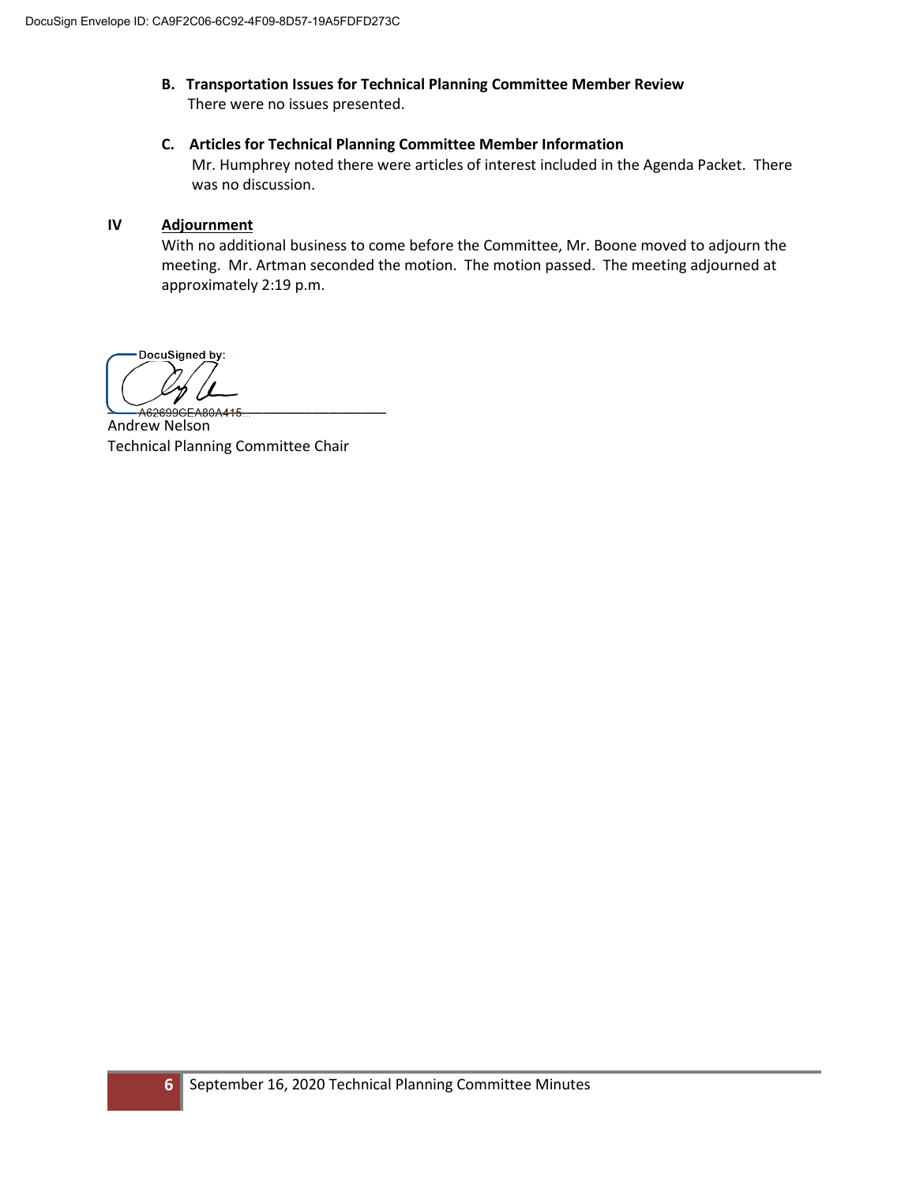**B. Transportation Issues for Technical Planning Committee Member Review**

There were no issues presented.

**C. Articles for Technical Planning Committee Member Information**

Mr. Humphrey noted there were articles of interest included in the Agenda Packet. There was no discussion.

## IV Adjournment

With no additional business to come before the Committee, Mr. Boone moved to adjourn the meeting. Mr. Artman seconded the motion. The motion passed. The meeting adjourned at approximately 2:19 p.m.

DocuSigned by:

A62699CEA80A415...

Andrew Nelson
Technical Planning Committee Chair